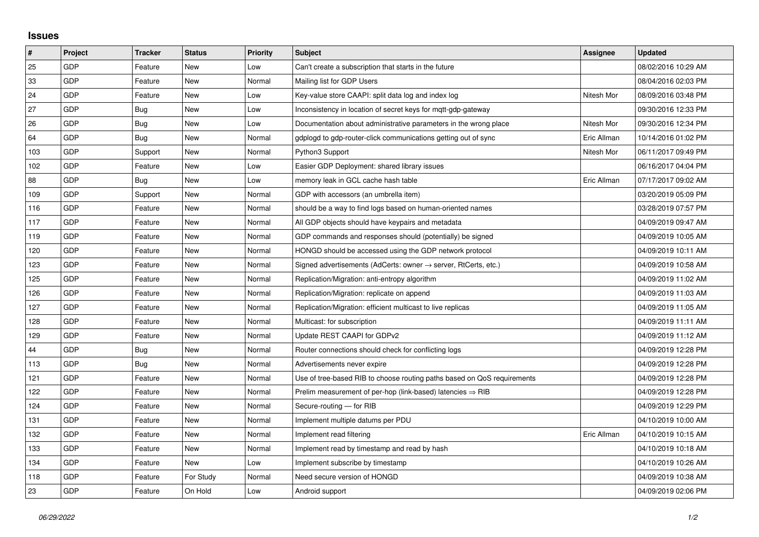## Issues

| # | Project | Tracker | Status | Priority | Subject | Assignee | Updated |
|---|---|---|---|---|---|---|---|
| 25 | GDP | Feature | New | Low | Can't create a subscription that starts in the future | | 08/02/2016 10:29 AM |
| 33 | GDP | Feature | New | Normal | Mailing list for GDP Users | | 08/04/2016 02:03 PM |
| 24 | GDP | Feature | New | Low | Key-value store CAAPI: split data log and index log | Nitesh Mor | 08/09/2016 03:48 PM |
| 27 | GDP | Bug | New | Low | Inconsistency in location of secret keys for mqtt-gdp-gateway | | 09/30/2016 12:33 PM |
| 26 | GDP | Bug | New | Low | Documentation about administrative parameters in the wrong place | Nitesh Mor | 09/30/2016 12:34 PM |
| 64 | GDP | Bug | New | Normal | gdplogd to gdp-router-click communications getting out of sync | Eric Allman | 10/14/2016 01:02 PM |
| 103 | GDP | Support | New | Normal | Python3 Support | Nitesh Mor | 06/11/2017 09:49 PM |
| 102 | GDP | Feature | New | Low | Easier GDP Deployment: shared library issues | | 06/16/2017 04:04 PM |
| 88 | GDP | Bug | New | Low | memory leak in GCL cache hash table | Eric Allman | 07/17/2017 09:02 AM |
| 109 | GDP | Support | New | Normal | GDP with accessors (an umbrella item) | | 03/20/2019 05:09 PM |
| 116 | GDP | Feature | New | Normal | should be a way to find logs based on human-oriented names | | 03/28/2019 07:57 PM |
| 117 | GDP | Feature | New | Normal | All GDP objects should have keypairs and metadata | | 04/09/2019 09:47 AM |
| 119 | GDP | Feature | New | Normal | GDP commands and responses should (potentially) be signed | | 04/09/2019 10:05 AM |
| 120 | GDP | Feature | New | Normal | HONGD should be accessed using the GDP network protocol | | 04/09/2019 10:11 AM |
| 123 | GDP | Feature | New | Normal | Signed advertisements (AdCerts: owner → server, RtCerts, etc.) | | 04/09/2019 10:58 AM |
| 125 | GDP | Feature | New | Normal | Replication/Migration: anti-entropy algorithm | | 04/09/2019 11:02 AM |
| 126 | GDP | Feature | New | Normal | Replication/Migration: replicate on append | | 04/09/2019 11:03 AM |
| 127 | GDP | Feature | New | Normal | Replication/Migration: efficient multicast to live replicas | | 04/09/2019 11:05 AM |
| 128 | GDP | Feature | New | Normal | Multicast: for subscription | | 04/09/2019 11:11 AM |
| 129 | GDP | Feature | New | Normal | Update REST CAAPI for GDPv2 | | 04/09/2019 11:12 AM |
| 44 | GDP | Bug | New | Normal | Router connections should check for conflicting logs | | 04/09/2019 12:28 PM |
| 113 | GDP | Bug | New | Normal | Advertisements never expire | | 04/09/2019 12:28 PM |
| 121 | GDP | Feature | New | Normal | Use of tree-based RIB to choose routing paths based on QoS requirements | | 04/09/2019 12:28 PM |
| 122 | GDP | Feature | New | Normal | Prelim measurement of per-hop (link-based) latencies ⇒ RIB | | 04/09/2019 12:28 PM |
| 124 | GDP | Feature | New | Normal | Secure-routing — for RIB | | 04/09/2019 12:29 PM |
| 131 | GDP | Feature | New | Normal | Implement multiple datums per PDU | | 04/10/2019 10:00 AM |
| 132 | GDP | Feature | New | Normal | Implement read filtering | Eric Allman | 04/10/2019 10:15 AM |
| 133 | GDP | Feature | New | Normal | Implement read by timestamp and read by hash | | 04/10/2019 10:18 AM |
| 134 | GDP | Feature | New | Low | Implement subscribe by timestamp | | 04/10/2019 10:26 AM |
| 118 | GDP | Feature | For Study | Normal | Need secure version of HONGD | | 04/09/2019 10:38 AM |
| 23 | GDP | Feature | On Hold | Low | Android support | | 04/09/2019 02:06 PM |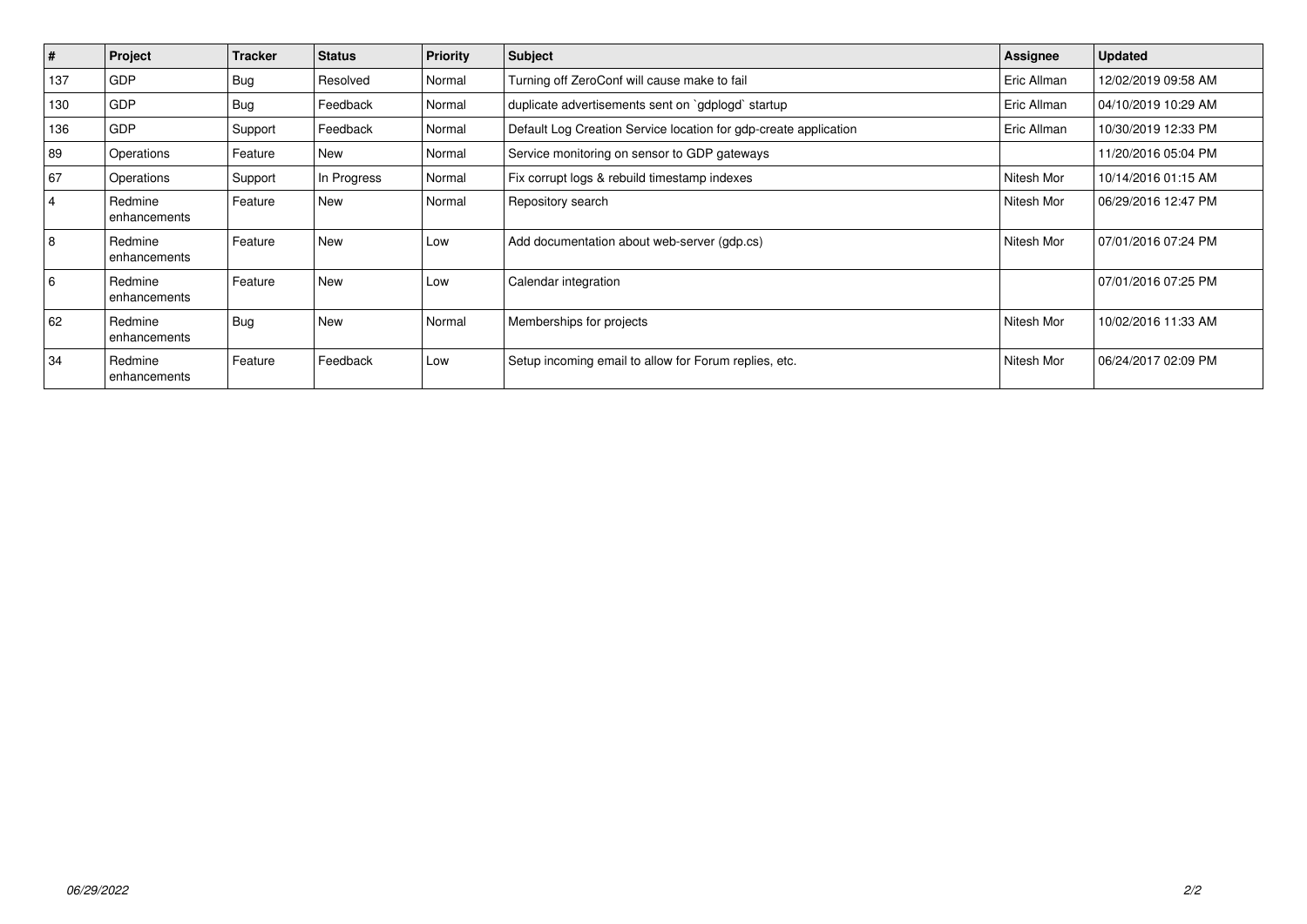| # | Project | Tracker | Status | Priority | Subject | Assignee | Updated |
|---|---|---|---|---|---|---|---|
| 137 | GDP | Bug | Resolved | Normal | Turning off ZeroConf will cause make to fail | Eric Allman | 12/02/2019 09:58 AM |
| 130 | GDP | Bug | Feedback | Normal | duplicate advertisements sent on `gdplogd` startup | Eric Allman | 04/10/2019 10:29 AM |
| 136 | GDP | Support | Feedback | Normal | Default Log Creation Service location for gdp-create application | Eric Allman | 10/30/2019 12:33 PM |
| 89 | Operations | Feature | New | Normal | Service monitoring on sensor to GDP gateways | | 11/20/2016 05:04 PM |
| 67 | Operations | Support | In Progress | Normal | Fix corrupt logs & rebuild timestamp indexes | Nitesh Mor | 10/14/2016 01:15 AM |
| 4 | Redmine enhancements | Feature | New | Normal | Repository search | Nitesh Mor | 06/29/2016 12:47 PM |
| 8 | Redmine enhancements | Feature | New | Low | Add documentation about web-server (gdp.cs) | Nitesh Mor | 07/01/2016 07:24 PM |
| 6 | Redmine enhancements | Feature | New | Low | Calendar integration | | 07/01/2016 07:25 PM |
| 62 | Redmine enhancements | Bug | New | Normal | Memberships for projects | Nitesh Mor | 10/02/2016 11:33 AM |
| 34 | Redmine enhancements | Feature | Feedback | Low | Setup incoming email to allow for Forum replies, etc. | Nitesh Mor | 06/24/2017 02:09 PM |